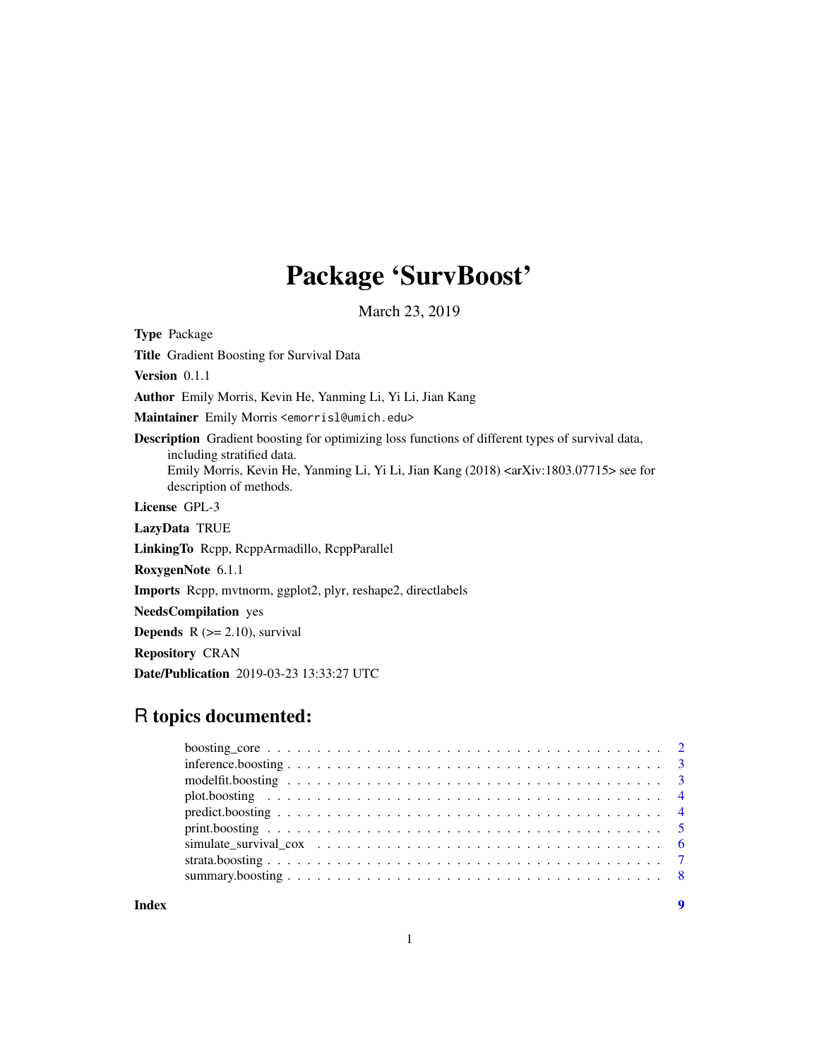# Package 'SurvBoost'

March 23, 2019

**Type** Package

**Title** Gradient Boosting for Survival Data

**Version** 0.1.1

**Author** Emily Morris, Kevin He, Yanming Li, Yi Li, Jian Kang

**Maintainer** Emily Morris <emorrisl@umich.edu>

**Description** Gradient boosting for optimizing loss functions of different types of survival data, including stratified data.
Emily Morris, Kevin He, Yanming Li, Yi Li, Jian Kang (2018) <arXiv:1803.07715> see for description of methods.

**License** GPL-3

**LazyData** TRUE

**LinkingTo** Rcpp, RcppArmadillo, RcppParallel

**RoxygenNote** 6.1.1

**Imports** Rcpp, mvtnorm, ggplot2, plyr, reshape2, directlabels

**NeedsCompilation** yes

**Depends** R (>= 2.10), survival

**Repository** CRAN

**Date/Publication** 2019-03-23 13:33:27 UTC

## R topics documented:

| | |
|---|---|
| boosting_core | 2 |
| inference.boosting | 3 |
| modelfit.boosting | 3 |
| plot.boosting | 4 |
| predict.boosting | 4 |
| print.boosting | 5 |
| simulate_survival_cox | 6 |
| strata.boosting | 7 |
| summary.boosting | 8 |
| **Index** | **9** |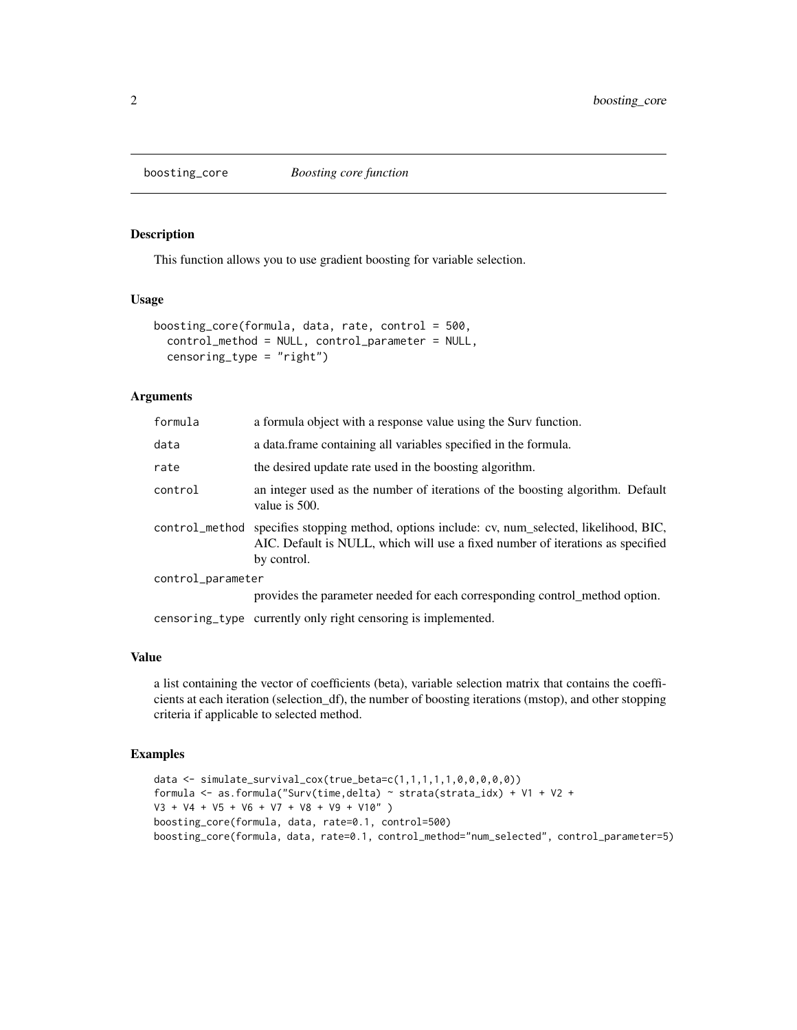## boosting_core — *Boosting core function*

### Description

This function allows you to use gradient boosting for variable selection.

### Usage

```
boosting_core(formula, data, rate, control = 500,
  control_method = NULL, control_parameter = NULL,
  censoring_type = "right")
```

### Arguments

| Argument | Description |
|---|---|
| formula | a formula object with a response value using the Surv function. |
| data | a data.frame containing all variables specified in the formula. |
| rate | the desired update rate used in the boosting algorithm. |
| control | an integer used as the number of iterations of the boosting algorithm. Default value is 500. |
| control_method | specifies stopping method, options include: cv, num_selected, likelihood, BIC, AIC. Default is NULL, which will use a fixed number of iterations as specified by control. |
| control_parameter | provides the parameter needed for each corresponding control_method option. |
| censoring_type | currently only right censoring is implemented. |

### Value

a list containing the vector of coefficients (beta), variable selection matrix that contains the coefficients at each iteration (selection_df), the number of boosting iterations (mstop), and other stopping criteria if applicable to selected method.

### Examples

```
data <- simulate_survival_cox(true_beta=c(1,1,1,1,1,0,0,0,0,0))
formula <- as.formula("Surv(time,delta) ~ strata(strata_idx) + V1 + V2 +
V3 + V4 + V5 + V6 + V7 + V8 + V9 + V10" )
boosting_core(formula, data, rate=0.1, control=500)
boosting_core(formula, data, rate=0.1, control_method="num_selected", control_parameter=5)
```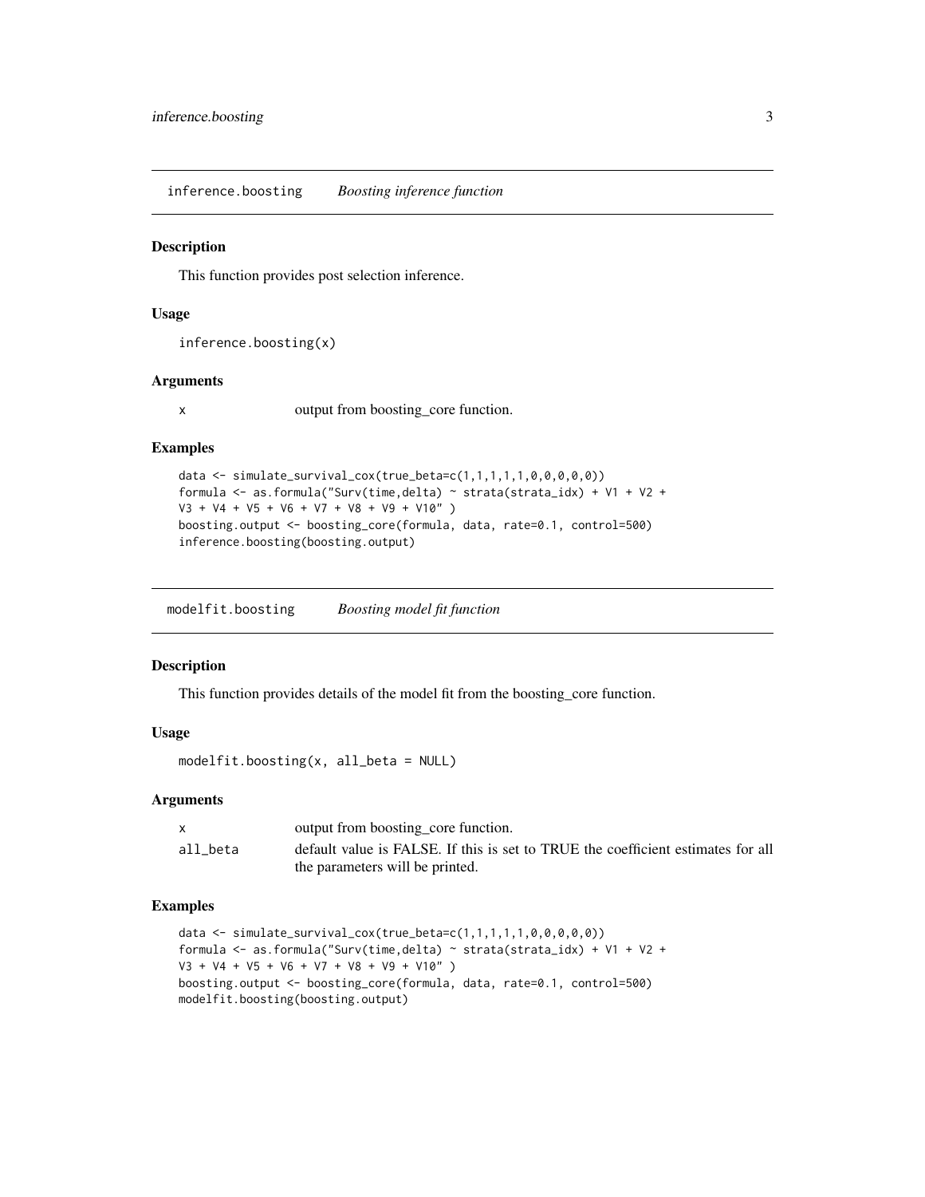## inference.boosting *Boosting inference function*

### Description

This function provides post selection inference.

### Usage

```
inference.boosting(x)
```

### Arguments

| | |
|---|---|
| x | output from boosting_core function. |

### Examples

```
data <- simulate_survival_cox(true_beta=c(1,1,1,1,1,0,0,0,0,0))
formula <- as.formula("Surv(time,delta) ~ strata(strata_idx) + V1 + V2 +
V3 + V4 + V5 + V6 + V7 + V8 + V9 + V10" )
boosting.output <- boosting_core(formula, data, rate=0.1, control=500)
inference.boosting(boosting.output)
```

## modelfit.boosting *Boosting model fit function*

### Description

This function provides details of the model fit from the boosting_core function.

### Usage

```
modelfit.boosting(x, all_beta = NULL)
```

### Arguments

| | |
|---|---|
| x | output from boosting_core function. |
| all_beta | default value is FALSE. If this is set to TRUE the coefficient estimates for all the parameters will be printed. |

### Examples

```
data <- simulate_survival_cox(true_beta=c(1,1,1,1,1,0,0,0,0,0))
formula <- as.formula("Surv(time,delta) ~ strata(strata_idx) + V1 + V2 +
V3 + V4 + V5 + V6 + V7 + V8 + V9 + V10" )
boosting.output <- boosting_core(formula, data, rate=0.1, control=500)
modelfit.boosting(boosting.output)
```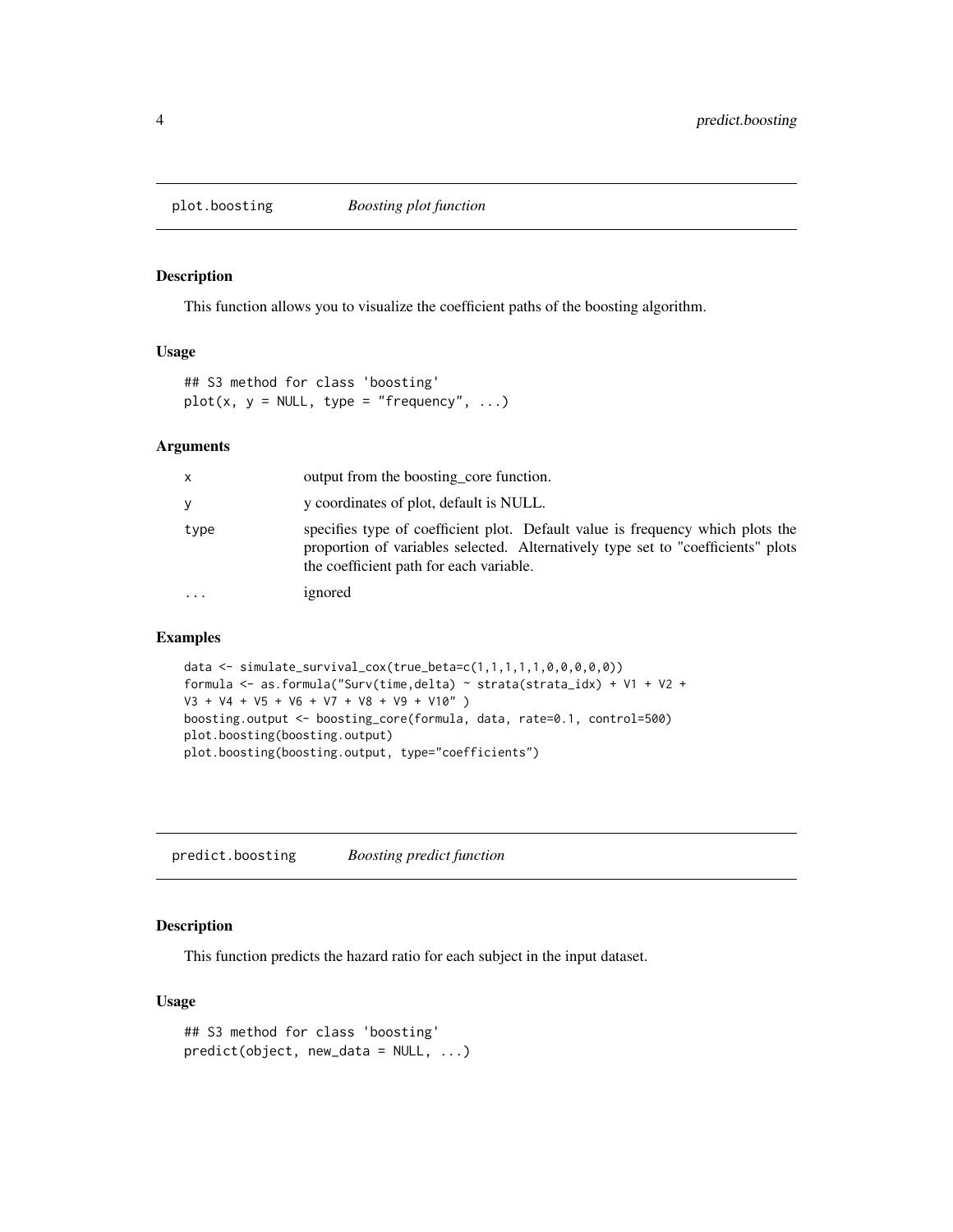## plot.boosting — *Boosting plot function*

### Description

This function allows you to visualize the coefficient paths of the boosting algorithm.

### Usage

```
## S3 method for class 'boosting'
plot(x, y = NULL, type = "frequency", ...)
```

### Arguments

| | |
|---|---|
| x | output from the boosting_core function. |
| y | y coordinates of plot, default is NULL. |
| type | specifies type of coefficient plot. Default value is frequency which plots the proportion of variables selected. Alternatively type set to "coefficients" plots the coefficient path for each variable. |
| ... | ignored |

### Examples

```
data <- simulate_survival_cox(true_beta=c(1,1,1,1,1,0,0,0,0,0))
formula <- as.formula("Surv(time,delta) ~ strata(strata_idx) + V1 + V2 +
V3 + V4 + V5 + V6 + V7 + V8 + V9 + V10" )
boosting.output <- boosting_core(formula, data, rate=0.1, control=500)
plot.boosting(boosting.output)
plot.boosting(boosting.output, type="coefficients")
```

## predict.boosting — *Boosting predict function*

### Description

This function predicts the hazard ratio for each subject in the input dataset.

### Usage

```
## S3 method for class 'boosting'
predict(object, new_data = NULL, ...)
```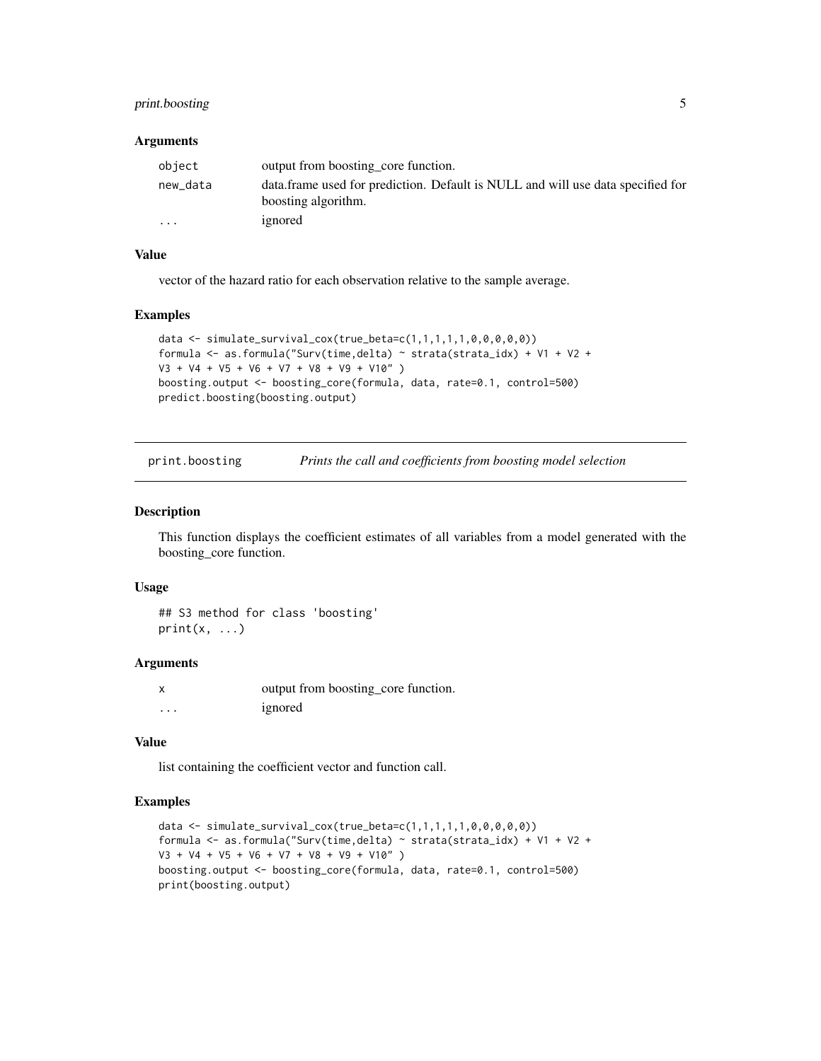### Arguments

| | |
|---|---|
| object | output from boosting_core function. |
| new_data | data.frame used for prediction. Default is NULL and will use data specified for boosting algorithm. |
| ... | ignored |

### Value

vector of the hazard ratio for each observation relative to the sample average.

### Examples

```
data <- simulate_survival_cox(true_beta=c(1,1,1,1,1,0,0,0,0,0))
formula <- as.formula("Surv(time,delta) ~ strata(strata_idx) + V1 + V2 +
V3 + V4 + V5 + V6 + V7 + V8 + V9 + V10" )
boosting.output <- boosting_core(formula, data, rate=0.1, control=500)
predict.boosting(boosting.output)
```

---

## print.boosting — *Prints the call and coefficients from boosting model selection*

### Description

This function displays the coefficient estimates of all variables from a model generated with the boosting_core function.

### Usage

```
## S3 method for class 'boosting'
print(x, ...)
```

### Arguments

| | |
|---|---|
| x | output from boosting_core function. |
| ... | ignored |

### Value

list containing the coefficient vector and function call.

### Examples

```
data <- simulate_survival_cox(true_beta=c(1,1,1,1,1,0,0,0,0,0))
formula <- as.formula("Surv(time,delta) ~ strata(strata_idx) + V1 + V2 +
V3 + V4 + V5 + V6 + V7 + V8 + V9 + V10" )
boosting.output <- boosting_core(formula, data, rate=0.1, control=500)
print(boosting.output)
```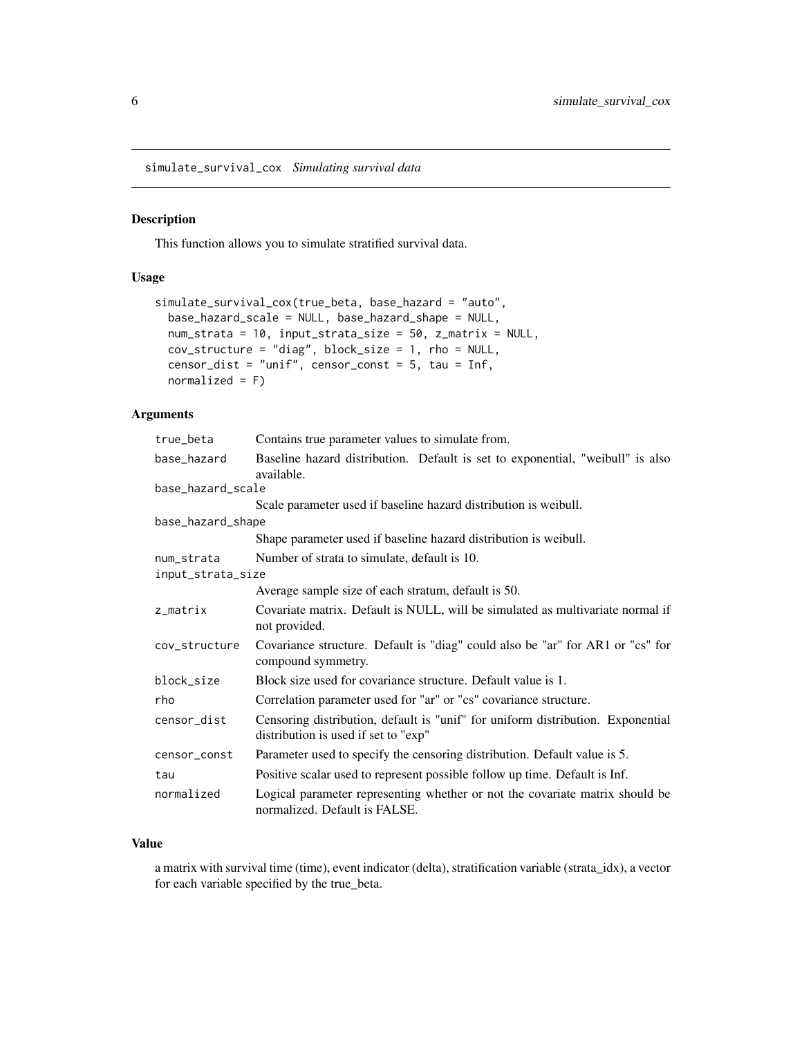# simulate_survival_cox *Simulating survival data*

## Description

This function allows you to simulate stratified survival data.

## Usage

```
simulate_survival_cox(true_beta, base_hazard = "auto",
  base_hazard_scale = NULL, base_hazard_shape = NULL,
  num_strata = 10, input_strata_size = 50, z_matrix = NULL,
  cov_structure = "diag", block_size = 1, rho = NULL,
  censor_dist = "unif", censor_const = 5, tau = Inf,
  normalized = F)
```

## Arguments

| Argument | Description |
|---|---|
| `true_beta` | Contains true parameter values to simulate from. |
| `base_hazard` | Baseline hazard distribution. Default is set to exponential, "weibull" is also available. |
| `base_hazard_scale` | Scale parameter used if baseline hazard distribution is weibull. |
| `base_hazard_shape` | Shape parameter used if baseline hazard distribution is weibull. |
| `num_strata` | Number of strata to simulate, default is 10. |
| `input_strata_size` | Average sample size of each stratum, default is 50. |
| `z_matrix` | Covariate matrix. Default is NULL, will be simulated as multivariate normal if not provided. |
| `cov_structure` | Covariance structure. Default is "diag" could also be "ar" for AR1 or "cs" for compound symmetry. |
| `block_size` | Block size used for covariance structure. Default value is 1. |
| `rho` | Correlation parameter used for "ar" or "cs" covariance structure. |
| `censor_dist` | Censoring distribution, default is "unif" for uniform distribution. Exponential distribution is used if set to "exp" |
| `censor_const` | Parameter used to specify the censoring distribution. Default value is 5. |
| `tau` | Positive scalar used to represent possible follow up time. Default is Inf. |
| `normalized` | Logical parameter representing whether or not the covariate matrix should be normalized. Default is FALSE. |

## Value

a matrix with survival time (time), event indicator (delta), stratification variable (strata_idx), a vector for each variable specified by the true_beta.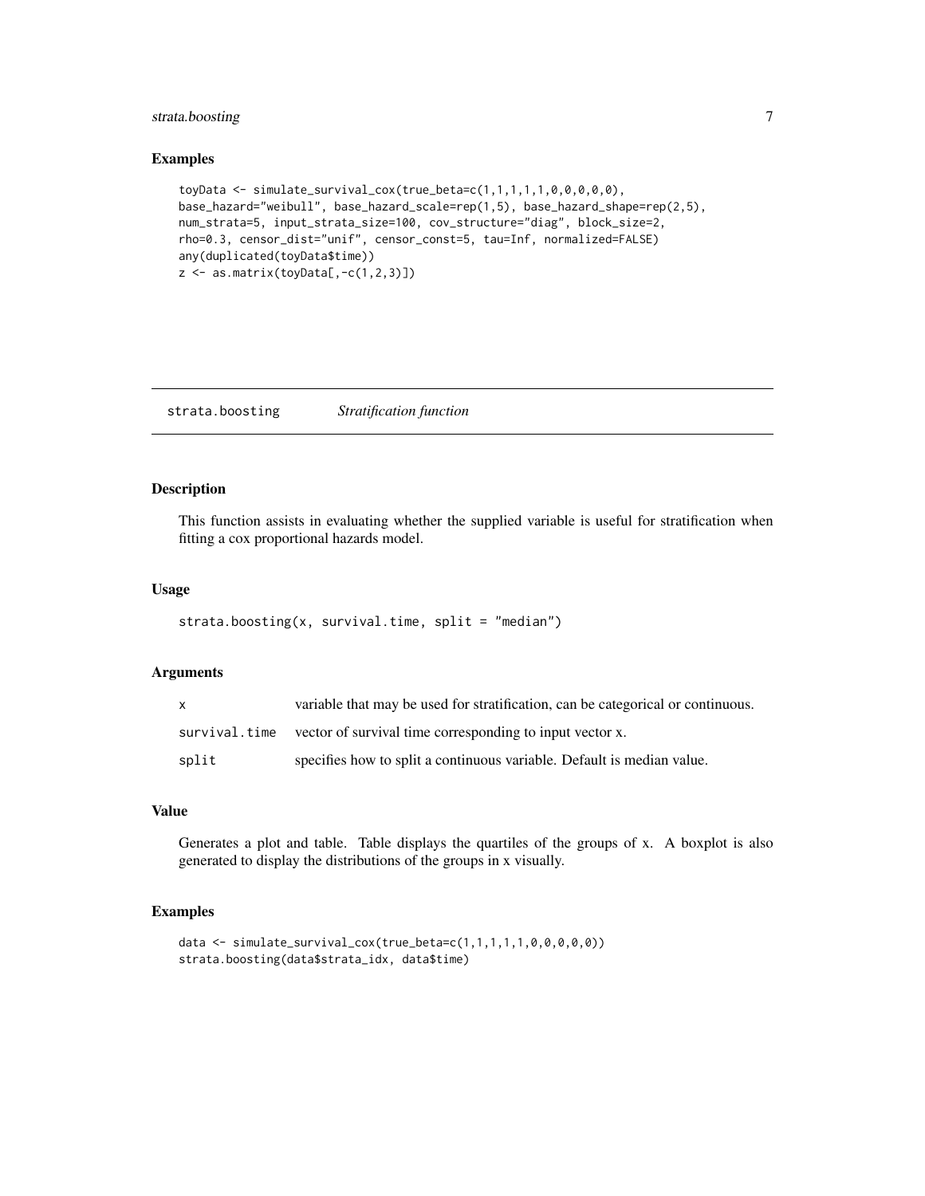### Examples

```
toyData <- simulate_survival_cox(true_beta=c(1,1,1,1,1,0,0,0,0,0),
base_hazard="weibull", base_hazard_scale=rep(1,5), base_hazard_shape=rep(2,5),
num_strata=5, input_strata_size=100, cov_structure="diag", block_size=2,
rho=0.3, censor_dist="unif", censor_const=5, tau=Inf, normalized=FALSE)
any(duplicated(toyData$time))
z <- as.matrix(toyData[,-c(1,2,3)])
```

## strata.boosting *Stratification function*

### Description

This function assists in evaluating whether the supplied variable is useful for stratification when fitting a cox proportional hazards model.

### Usage

```
strata.boosting(x, survival.time, split = "median")
```

### Arguments

| | |
|---|---|
| x | variable that may be used for stratification, can be categorical or continuous. |
| survival.time | vector of survival time corresponding to input vector x. |
| split | specifies how to split a continuous variable. Default is median value. |

### Value

Generates a plot and table. Table displays the quartiles of the groups of x. A boxplot is also generated to display the distributions of the groups in x visually.

### Examples

```
data <- simulate_survival_cox(true_beta=c(1,1,1,1,1,0,0,0,0,0))
strata.boosting(data$strata_idx, data$time)
```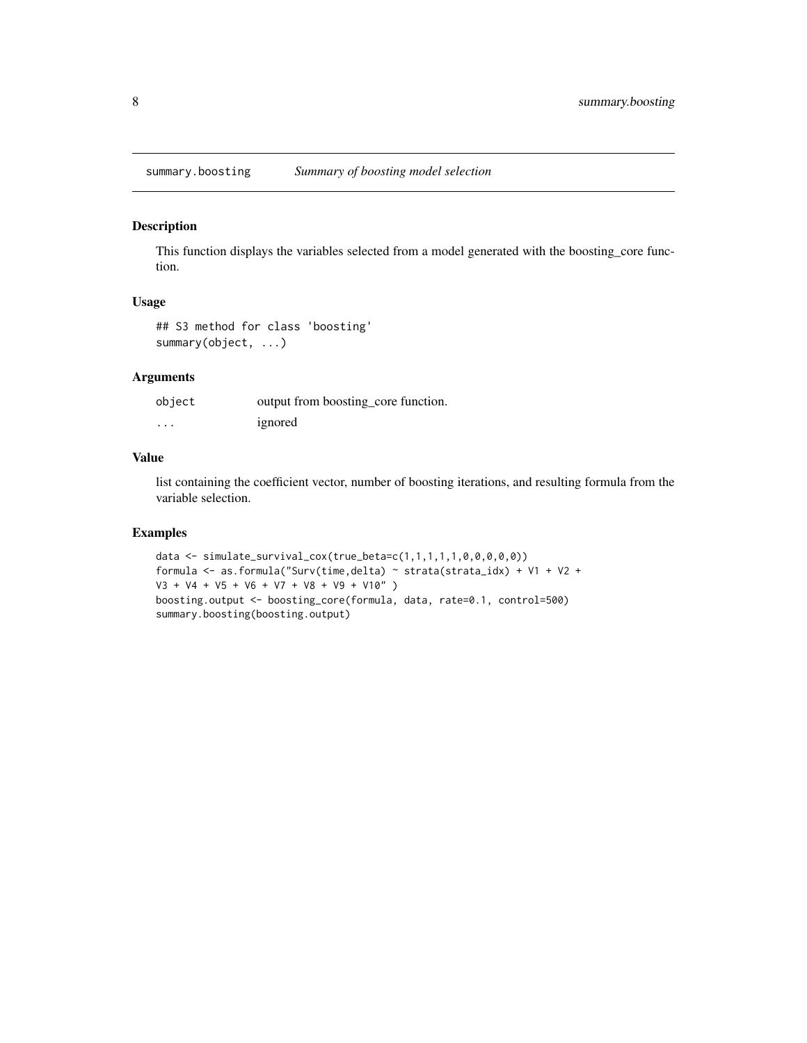# summary.boosting — *Summary of boosting model selection*

## Description

This function displays the variables selected from a model generated with the boosting_core function.

## Usage

```
## S3 method for class 'boosting'
summary(object, ...)
```

## Arguments

| | |
|---|---|
| object | output from boosting_core function. |
| ... | ignored |

## Value

list containing the coefficient vector, number of boosting iterations, and resulting formula from the variable selection.

## Examples

```
data <- simulate_survival_cox(true_beta=c(1,1,1,1,1,0,0,0,0,0))
formula <- as.formula("Surv(time,delta) ~ strata(strata_idx) + V1 + V2 +
V3 + V4 + V5 + V6 + V7 + V8 + V9 + V10" )
boosting.output <- boosting_core(formula, data, rate=0.1, control=500)
summary.boosting(boosting.output)
```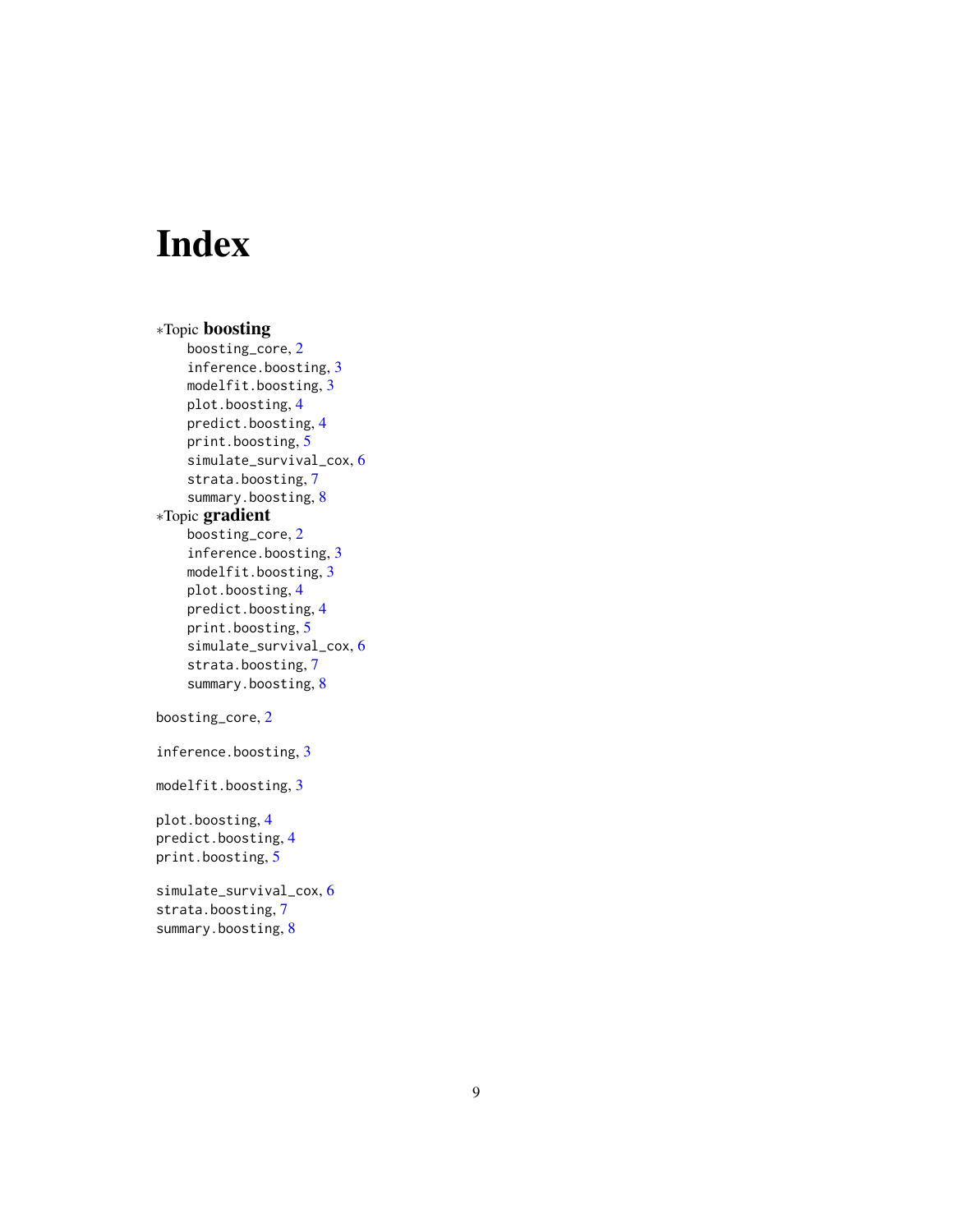# Index

*Topic **boosting**

- boosting_core, 2
- inference.boosting, 3
- modelfit.boosting, 3
- plot.boosting, 4
- predict.boosting, 4
- print.boosting, 5
- simulate_survival_cox, 6
- strata.boosting, 7
- summary.boosting, 8

*Topic **gradient**

- boosting_core, 2
- inference.boosting, 3
- modelfit.boosting, 3
- plot.boosting, 4
- predict.boosting, 4
- print.boosting, 5
- simulate_survival_cox, 6
- strata.boosting, 7
- summary.boosting, 8

boosting_core, 2

inference.boosting, 3

modelfit.boosting, 3

plot.boosting, 4
predict.boosting, 4
print.boosting, 5

simulate_survival_cox, 6
strata.boosting, 7
summary.boosting, 8